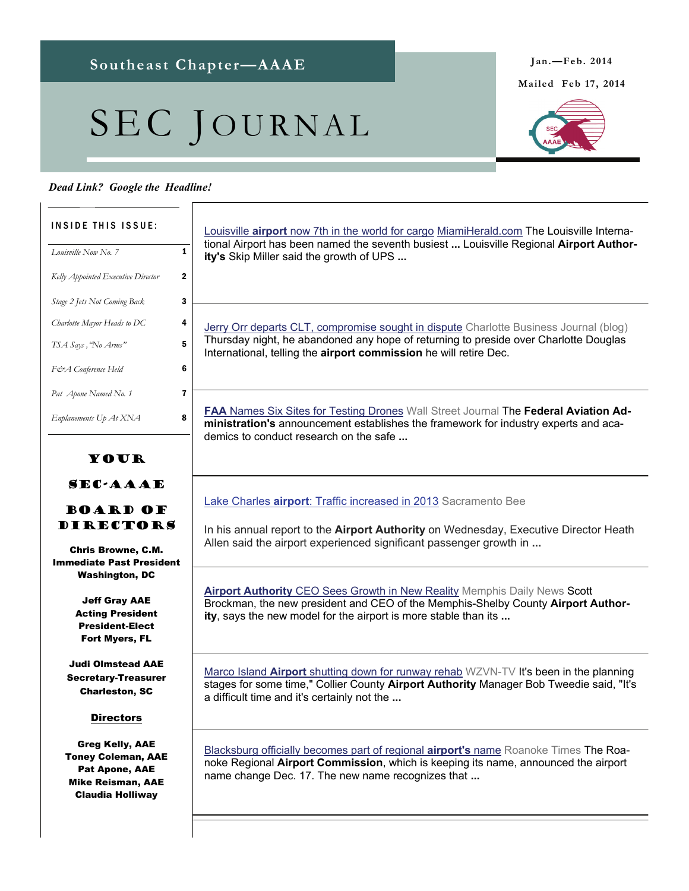Southeast Chapter—AAAE

# SEC JOURNAL

Jan.—Feb. 2014

Mailed Feb 17, 2014

***Dead Link? Google the Headline!***

**INSIDE THIS ISSUE:**

| | |
|---|---|
| *Louisville Now No. 7* | 1 |
| *Kelly Appointed Executive Director* | 2 |
| *Stage 2 Jets Not Coming Back* | 3 |
| *Charlotte Mayor Heads to DC* | 4 |
| *TSA Says, "No Arms"* | 5 |
| *F&A Conference Held* | 6 |
| *Pat Apone Named No. 1* | 7 |
| *Enplanements Up At XNA* | 8 |

## YOUR SEC-AAAE BOARD OF DIRECTORS

**Chris Browne, C.M.**
**Immediate Past President**
**Washington, DC**

**Jeff Gray AAE**
**Acting President**
**President-Elect**
**Fort Myers, FL**

**Judi Olmstead AAE**
**Secretary-Treasurer**
**Charleston, SC**

**Directors**

**Greg Kelly, AAE**
**Toney Coleman, AAE**
**Pat Apone, AAE**
**Mike Reisman, AAE**
**Claudia Holliway**

---

Louisville **airport** now 7th in the world for cargo MiamiHerald.com The Louisville International Airport has been named the seventh busiest **...** Louisville Regional **Airport Authority's** Skip Miller said the growth of UPS **...**

---

Jerry Orr departs CLT, compromise sought in dispute Charlotte Business Journal (blog) Thursday night, he abandoned any hope of returning to preside over Charlotte Douglas International, telling the **airport commission** he will retire Dec.

---

**FAA** Names Six Sites for Testing Drones Wall Street Journal The **Federal Aviation Administration's** announcement establishes the framework for industry experts and academics to conduct research on the safe **...**

---

Lake Charles **airport**: Traffic increased in 2013 Sacramento Bee

In his annual report to the **Airport Authority** on Wednesday, Executive Director Heath Allen said the airport experienced significant passenger growth in **...**

---

**Airport Authority** CEO Sees Growth in New Reality Memphis Daily News Scott Brockman, the new president and CEO of the Memphis-Shelby County **Airport Authority**, says the new model for the airport is more stable than its **...**

---

Marco Island **Airport** shutting down for runway rehab WZVN-TV It's been in the planning stages for some time," Collier County **Airport Authority** Manager Bob Tweedie said, "It's a difficult time and it's certainly not the **...**

---

Blacksburg officially becomes part of regional **airport's** name Roanoke Times The Roanoke Regional **Airport Commission**, which is keeping its name, announced the airport name change Dec. 17. The new name recognizes that **...**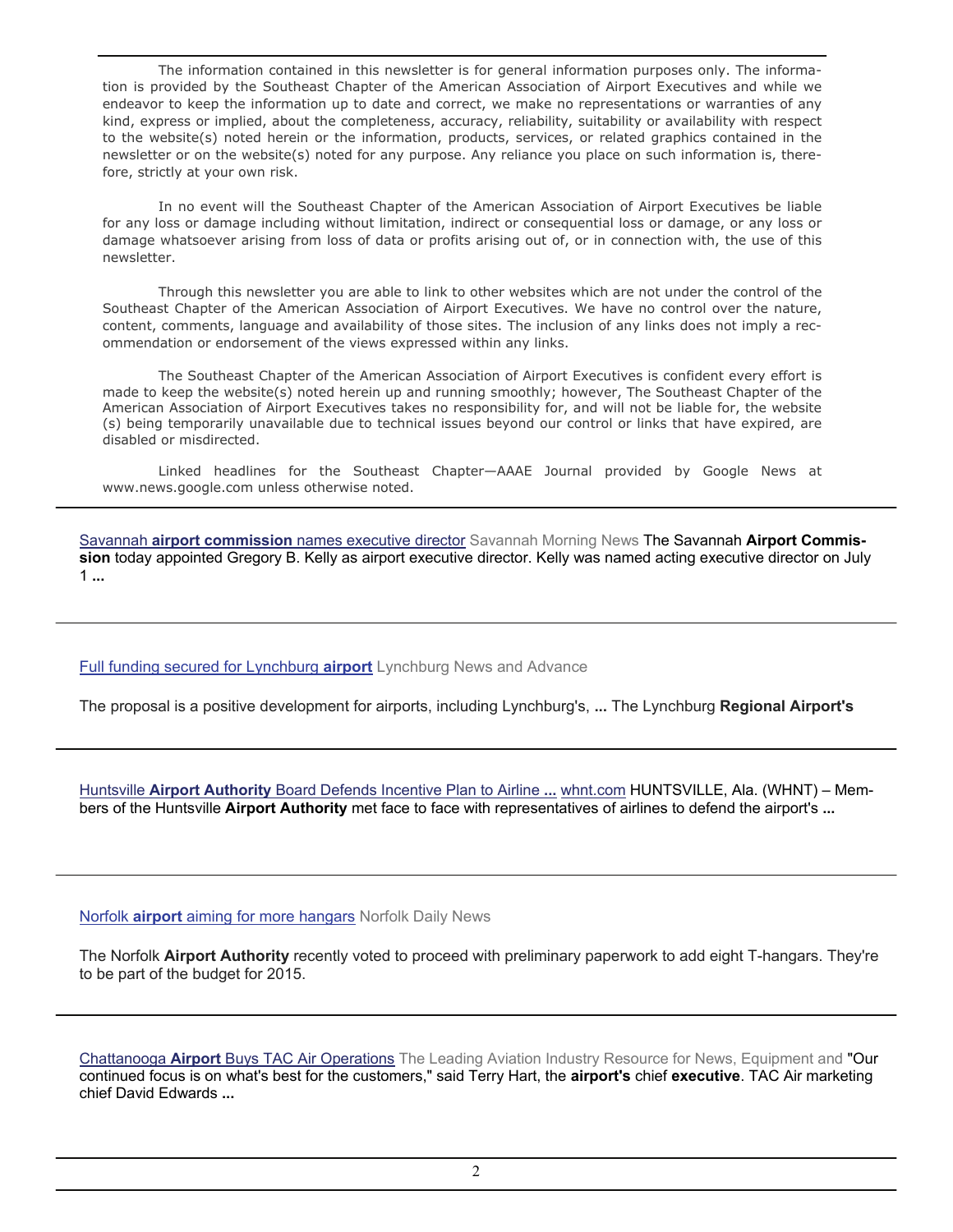The information contained in this newsletter is for general information purposes only. The information is provided by the Southeast Chapter of the American Association of Airport Executives and while we endeavor to keep the information up to date and correct, we make no representations or warranties of any kind, express or implied, about the completeness, accuracy, reliability, suitability or availability with respect to the website(s) noted herein or the information, products, services, or related graphics contained in the newsletter or on the website(s) noted for any purpose. Any reliance you place on such information is, therefore, strictly at your own risk.

In no event will the Southeast Chapter of the American Association of Airport Executives be liable for any loss or damage including without limitation, indirect or consequential loss or damage, or any loss or damage whatsoever arising from loss of data or profits arising out of, or in connection with, the use of this newsletter.

Through this newsletter you are able to link to other websites which are not under the control of the Southeast Chapter of the American Association of Airport Executives. We have no control over the nature, content, comments, language and availability of those sites. The inclusion of any links does not imply a recommendation or endorsement of the views expressed within any links.

The Southeast Chapter of the American Association of Airport Executives is confident every effort is made to keep the website(s) noted herein up and running smoothly; however, The Southeast Chapter of the American Association of Airport Executives takes no responsibility for, and will not be liable for, the website (s) being temporarily unavailable due to technical issues beyond our control or links that have expired, are disabled or misdirected.

Linked headlines for the Southeast Chapter—AAAE Journal provided by Google News at www.news.google.com unless otherwise noted.

---

Savannah **airport commission** names executive director Savannah Morning News The Savannah **Airport Commission** today appointed Gregory B. Kelly as airport executive director. Kelly was named acting executive director on July 1 **...**

---

Full funding secured for Lynchburg **airport** Lynchburg News and Advance

The proposal is a positive development for airports, including Lynchburg's, **...** The Lynchburg **Regional Airport's**

---

Huntsville **Airport Authority** Board Defends Incentive Plan to Airline **...** whnt.com HUNTSVILLE, Ala. (WHNT) – Members of the Huntsville **Airport Authority** met face to face with representatives of airlines to defend the airport's **...**

---

Norfolk **airport** aiming for more hangars Norfolk Daily News

The Norfolk **Airport Authority** recently voted to proceed with preliminary paperwork to add eight T-hangars. They're to be part of the budget for 2015.

---

Chattanooga **Airport** Buys TAC Air Operations The Leading Aviation Industry Resource for News, Equipment and "Our continued focus is on what's best for the customers," said Terry Hart, the **airport's** chief **executive**. TAC Air marketing chief David Edwards **...**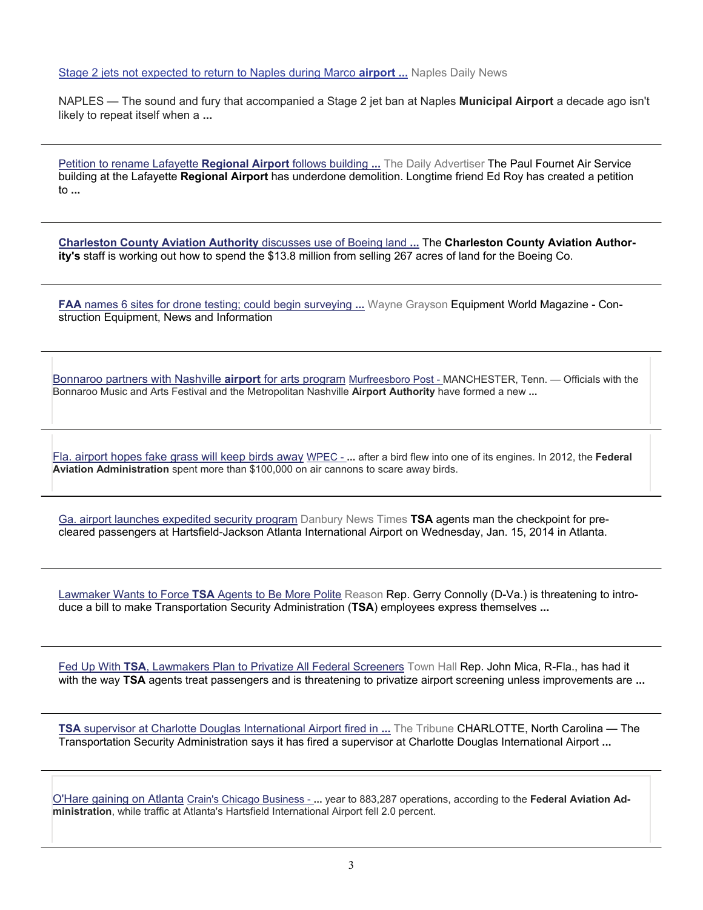Stage 2 jets not expected to return to Naples during Marco **airport ...** Naples Daily News

NAPLES — The sound and fury that accompanied a Stage 2 jet ban at Naples **Municipal Airport** a decade ago isn't likely to repeat itself when a **...**

---

Petition to rename Lafayette **Regional Airport** follows building **...** The Daily Advertiser The Paul Fournet Air Service building at the Lafayette **Regional Airport** has underdone demolition. Longtime friend Ed Roy has created a petition to **...**

---

**Charleston County Aviation Authority** discusses use of Boeing land **...** The **Charleston County Aviation Authority's** staff is working out how to spend the $13.8 million from selling 267 acres of land for the Boeing Co.

---

**FAA** names 6 sites for drone testing; could begin surveying **...** Wayne Grayson Equipment World Magazine - Construction Equipment, News and Information

---

Bonnaroo partners with Nashville **airport** for arts program Murfreesboro Post - MANCHESTER, Tenn. — Officials with the Bonnaroo Music and Arts Festival and the Metropolitan Nashville **Airport Authority** have formed a new **...**

---

Fla. airport hopes fake grass will keep birds away WPEC - **...** after a bird flew into one of its engines. In 2012, the **Federal Aviation Administration** spent more than $100,000 on air cannons to scare away birds.

---

Ga. airport launches expedited security program Danbury News Times **TSA** agents man the checkpoint for pre-cleared passengers at Hartsfield-Jackson Atlanta International Airport on Wednesday, Jan. 15, 2014 in Atlanta.

---

Lawmaker Wants to Force **TSA** Agents to Be More Polite Reason Rep. Gerry Connolly (D-Va.) is threatening to introduce a bill to make Transportation Security Administration (**TSA**) employees express themselves **...**

---

Fed Up With **TSA**, Lawmakers Plan to Privatize All Federal Screeners Town Hall Rep. John Mica, R-Fla., has had it with the way **TSA** agents treat passengers and is threatening to privatize airport screening unless improvements are **...**

---

**TSA** supervisor at Charlotte Douglas International Airport fired in **...** The Tribune CHARLOTTE, North Carolina — The Transportation Security Administration says it has fired a supervisor at Charlotte Douglas International Airport **...**

---

O'Hare gaining on Atlanta Crain's Chicago Business - **...** year to 883,287 operations, according to the **Federal Aviation Administration**, while traffic at Atlanta's Hartsfield International Airport fell 2.0 percent.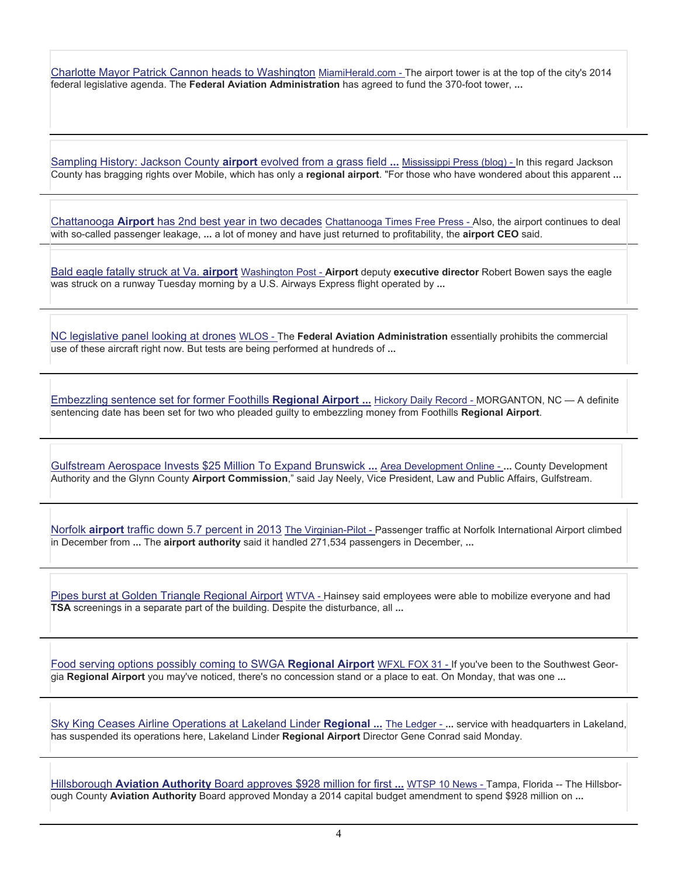Charlotte Mayor Patrick Cannon heads to Washington MiamiHerald.com - The airport tower is at the top of the city's 2014 federal legislative agenda. The **Federal Aviation Administration** has agreed to fund the 370-foot tower, **...**

---

Sampling History: Jackson County **airport** evolved from a grass field **...** Mississippi Press (blog) - In this regard Jackson County has bragging rights over Mobile, which has only a **regional airport**. "For those who have wondered about this apparent **...**

---

Chattanooga **Airport** has 2nd best year in two decades Chattanooga Times Free Press - Also, the airport continues to deal with so-called passenger leakage, **...** a lot of money and have just returned to profitability, the **airport CEO** said.

---

Bald eagle fatally struck at Va. **airport** Washington Post - **Airport** deputy **executive director** Robert Bowen says the eagle was struck on a runway Tuesday morning by a U.S. Airways Express flight operated by **...**

---

NC legislative panel looking at drones WLOS - The **Federal Aviation Administration** essentially prohibits the commercial use of these aircraft right now. But tests are being performed at hundreds of **...**

---

Embezzling sentence set for former Foothills **Regional Airport ...** Hickory Daily Record - MORGANTON, NC — A definite sentencing date has been set for two who pleaded guilty to embezzling money from Foothills **Regional Airport**.

---

Gulfstream Aerospace Invests $25 Million To Expand Brunswick **...** Area Development Online - **...** County Development Authority and the Glynn County **Airport Commission**," said Jay Neely, Vice President, Law and Public Affairs, Gulfstream.

---

Norfolk **airport** traffic down 5.7 percent in 2013 The Virginian-Pilot - Passenger traffic at Norfolk International Airport climbed in December from **...** The **airport authority** said it handled 271,534 passengers in December, **...**

---

Pipes burst at Golden Triangle Regional Airport WTVA - Hainsey said employees were able to mobilize everyone and had **TSA** screenings in a separate part of the building. Despite the disturbance, all **...**

---

Food serving options possibly coming to SWGA **Regional Airport** WFXL FOX 31 - If you've been to the Southwest Georgia **Regional Airport** you may've noticed, there's no concession stand or a place to eat. On Monday, that was one **...**

---

Sky King Ceases Airline Operations at Lakeland Linder **Regional ...** The Ledger - **...** service with headquarters in Lakeland, has suspended its operations here, Lakeland Linder **Regional Airport** Director Gene Conrad said Monday.

---

Hillsborough **Aviation Authority** Board approves $928 million for first **...** WTSP 10 News - Tampa, Florida -- The Hillsborough County **Aviation Authority** Board approved Monday a 2014 capital budget amendment to spend $928 million on **...**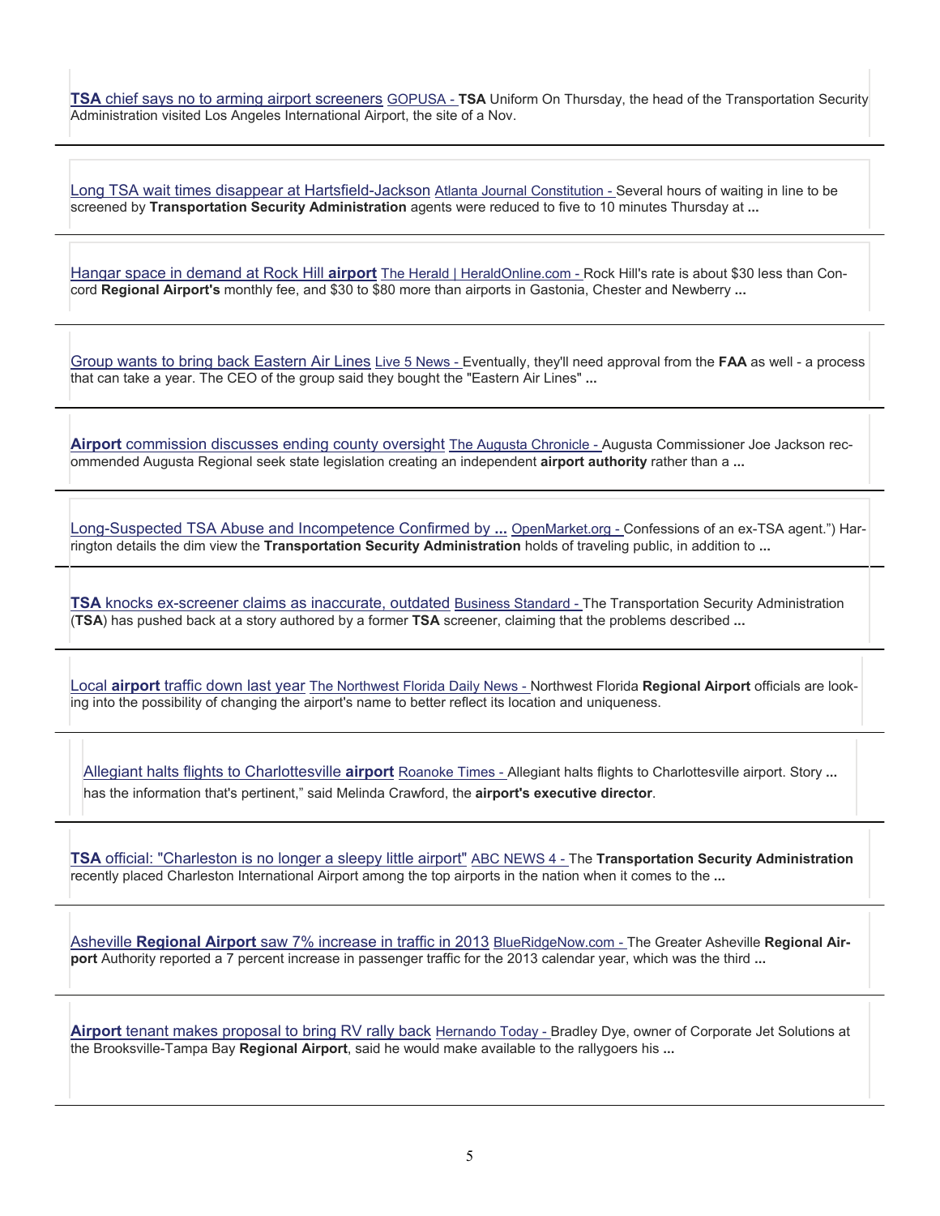**TSA** chief says no to arming airport screeners GOPUSA - **TSA** Uniform On Thursday, the head of the Transportation Security Administration visited Los Angeles International Airport, the site of a Nov.

---

Long TSA wait times disappear at Hartsfield-Jackson Atlanta Journal Constitution - Several hours of waiting in line to be screened by **Transportation Security Administration** agents were reduced to five to 10 minutes Thursday at **...**

---

Hangar space in demand at Rock Hill **airport** The Herald | HeraldOnline.com - Rock Hill's rate is about $30 less than Concord **Regional Airport's** monthly fee, and $30 to $80 more than airports in Gastonia, Chester and Newberry **...**

---

Group wants to bring back Eastern Air Lines Live 5 News - Eventually, they'll need approval from the **FAA** as well - a process that can take a year. The CEO of the group said they bought the "Eastern Air Lines" **...**

---

**Airport** commission discusses ending county oversight The Augusta Chronicle - Augusta Commissioner Joe Jackson recommended Augusta Regional seek state legislation creating an independent **airport authority** rather than a **...**

---

Long-Suspected TSA Abuse and Incompetence Confirmed by **...** OpenMarket.org - Confessions of an ex-TSA agent.") Harrington details the dim view the **Transportation Security Administration** holds of traveling public, in addition to **...**

---

**TSA** knocks ex-screener claims as inaccurate, outdated Business Standard - The Transportation Security Administration (**TSA**) has pushed back at a story authored by a former **TSA** screener, claiming that the problems described **...**

---

Local **airport** traffic down last year The Northwest Florida Daily News - Northwest Florida **Regional Airport** officials are looking into the possibility of changing the airport's name to better reflect its location and uniqueness.

---

Allegiant halts flights to Charlottesville **airport** Roanoke Times - Allegiant halts flights to Charlottesville airport. Story **...** has the information that's pertinent," said Melinda Crawford, the **airport's executive director**.

---

**TSA** official: "Charleston is no longer a sleepy little airport" ABC NEWS 4 - The **Transportation Security Administration** recently placed Charleston International Airport among the top airports in the nation when it comes to the **...**

---

Asheville **Regional Airport** saw 7% increase in traffic in 2013 BlueRidgeNow.com - The Greater Asheville **Regional Airport** Authority reported a 7 percent increase in passenger traffic for the 2013 calendar year, which was the third **...**

---

**Airport** tenant makes proposal to bring RV rally back Hernando Today - Bradley Dye, owner of Corporate Jet Solutions at the Brooksville-Tampa Bay **Regional Airport**, said he would make available to the rallygoers his **...**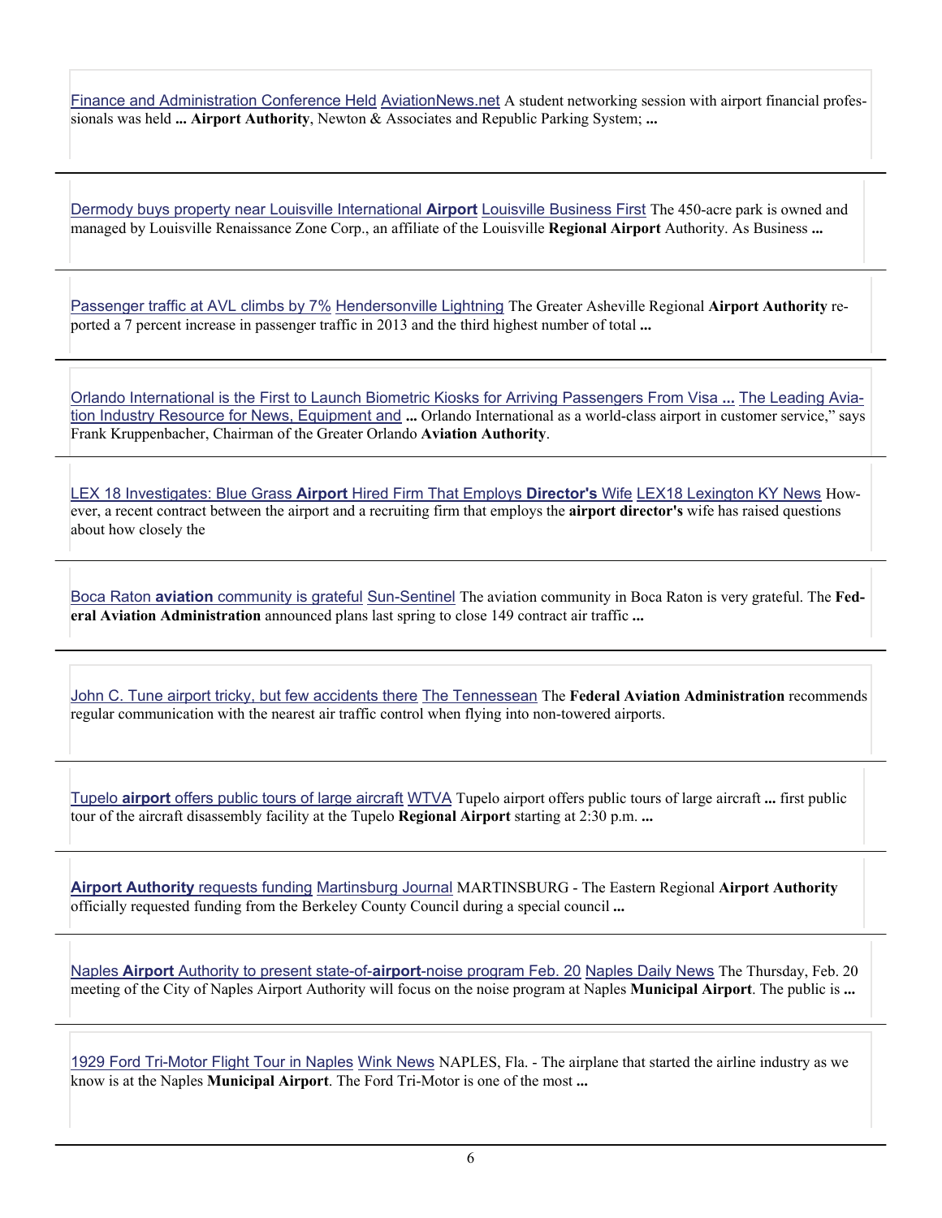Finance and Administration Conference Held AviationNews.net A student networking session with airport financial professionals was held **...** **Airport Authority**, Newton & Associates and Republic Parking System; **...**

---

Dermody buys property near Louisville International **Airport** Louisville Business First The 450-acre park is owned and managed by Louisville Renaissance Zone Corp., an affiliate of the Louisville **Regional Airport** Authority. As Business **...**

---

Passenger traffic at AVL climbs by 7% Hendersonville Lightning The Greater Asheville Regional **Airport Authority** reported a 7 percent increase in passenger traffic in 2013 and the third highest number of total **...**

---

Orlando International is the First to Launch Biometric Kiosks for Arriving Passengers From Visa **...** The Leading Aviation Industry Resource for News, Equipment and **...** Orlando International as a world-class airport in customer service," says Frank Kruppenbacher, Chairman of the Greater Orlando **Aviation Authority**.

---

LEX 18 Investigates: Blue Grass **Airport** Hired Firm That Employs **Director's** Wife LEX18 Lexington KY News However, a recent contract between the airport and a recruiting firm that employs the **airport director's** wife has raised questions about how closely the

---

Boca Raton **aviation** community is grateful Sun-Sentinel The aviation community in Boca Raton is very grateful. The **Federal Aviation Administration** announced plans last spring to close 149 contract air traffic **...**

---

John C. Tune airport tricky, but few accidents there The Tennessean The **Federal Aviation Administration** recommends regular communication with the nearest air traffic control when flying into non-towered airports.

---

Tupelo **airport** offers public tours of large aircraft WTVA Tupelo airport offers public tours of large aircraft **...** first public tour of the aircraft disassembly facility at the Tupelo **Regional Airport** starting at 2:30 p.m. **...**

---

**Airport Authority** requests funding Martinsburg Journal MARTINSBURG - The Eastern Regional **Airport Authority** officially requested funding from the Berkeley County Council during a special council **...**

---

Naples **Airport** Authority to present state-of-**airport**-noise program Feb. 20 Naples Daily News The Thursday, Feb. 20 meeting of the City of Naples Airport Authority will focus on the noise program at Naples **Municipal Airport**. The public is **...**

---

1929 Ford Tri-Motor Flight Tour in Naples Wink News NAPLES, Fla. - The airplane that started the airline industry as we know is at the Naples **Municipal Airport**. The Ford Tri-Motor is one of the most **...**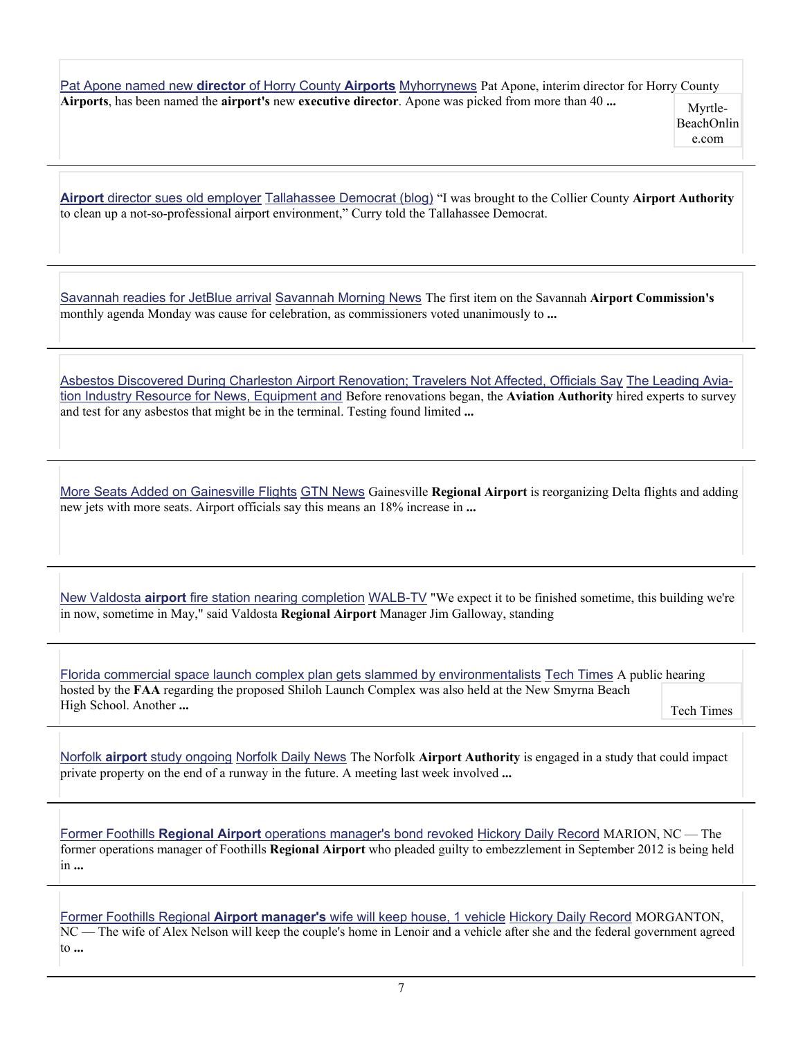Pat Apone named new **director** of Horry County **Airports** Myhorrynews Pat Apone, interim director for Horry County **Airports**, has been named the **airport's** new **executive director**. Apone was picked from more than 40 **...**

Myrtle-BeachOnline.com

---

**Airport** director sues old employer Tallahassee Democrat (blog) “I was brought to the Collier County **Airport Authority** to clean up a not-so-professional airport environment,” Curry told the Tallahassee Democrat.

---

Savannah readies for JetBlue arrival Savannah Morning News The first item on the Savannah **Airport Commission's** monthly agenda Monday was cause for celebration, as commissioners voted unanimously to **...**

---

Asbestos Discovered During Charleston Airport Renovation; Travelers Not Affected, Officials Say The Leading Aviation Industry Resource for News, Equipment and Before renovations began, the **Aviation Authority** hired experts to survey and test for any asbestos that might be in the terminal. Testing found limited **...**

---

More Seats Added on Gainesville Flights GTN News Gainesville **Regional Airport** is reorganizing Delta flights and adding new jets with more seats. Airport officials say this means an 18% increase in **...**

---

New Valdosta **airport** fire station nearing completion WALB-TV "We expect it to be finished sometime, this building we're in now, sometime in May," said Valdosta **Regional Airport** Manager Jim Galloway, standing

---

Florida commercial space launch complex plan gets slammed by environmentalists Tech Times A public hearing hosted by the **FAA** regarding the proposed Shiloh Launch Complex was also held at the New Smyrna Beach High School. Another **...**

Tech Times

---

Norfolk **airport** study ongoing Norfolk Daily News The Norfolk **Airport Authority** is engaged in a study that could impact private property on the end of a runway in the future. A meeting last week involved **...**

---

Former Foothills **Regional Airport** operations manager's bond revoked Hickory Daily Record MARION, NC — The former operations manager of Foothills **Regional Airport** who pleaded guilty to embezzlement in September 2012 is being held in **...**

---

Former Foothills Regional **Airport manager's** wife will keep house, 1 vehicle Hickory Daily Record MORGANTON, NC — The wife of Alex Nelson will keep the couple's home in Lenoir and a vehicle after she and the federal government agreed to **...**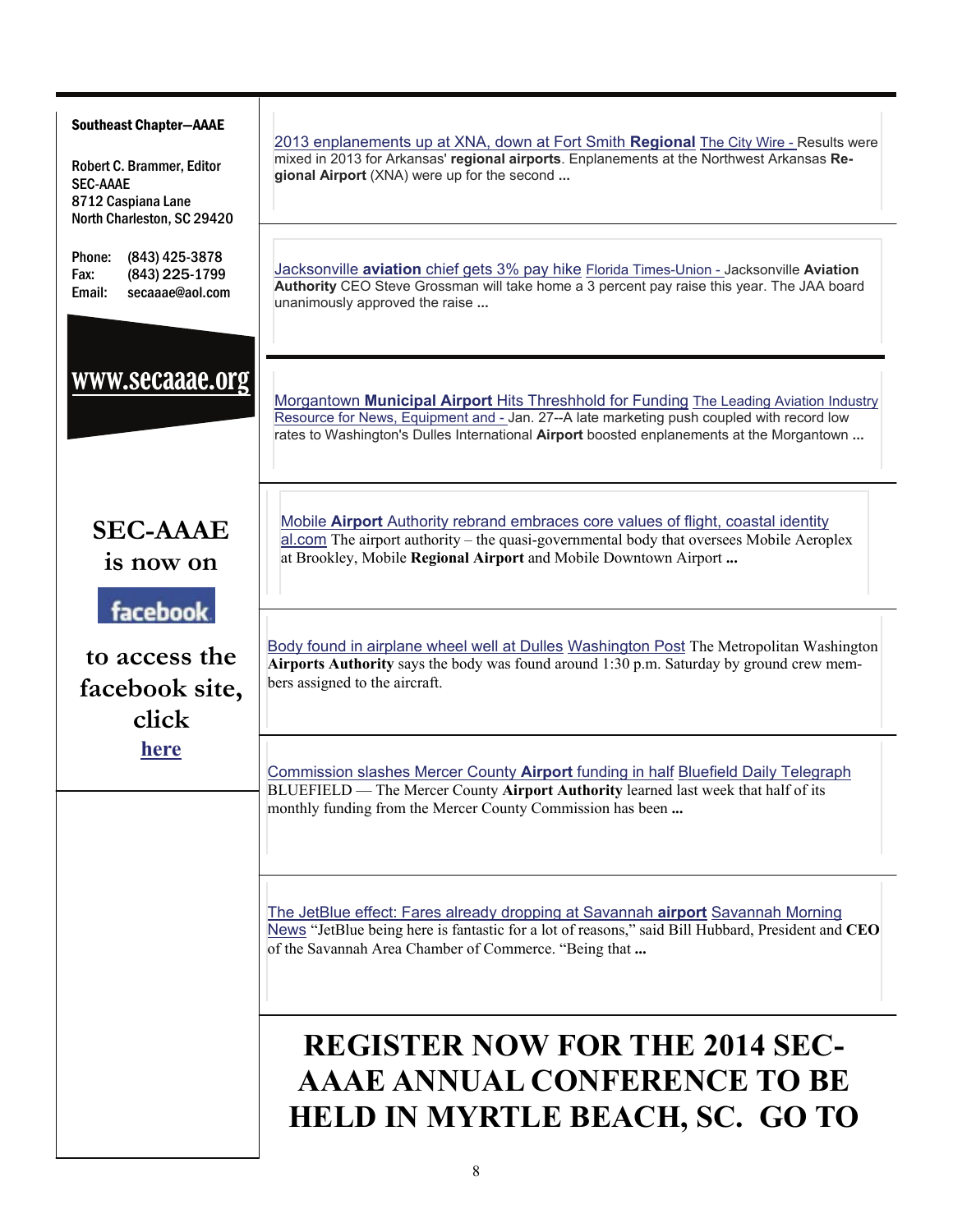Southeast Chapter—AAAE

Robert C. Brammer, Editor
SEC-AAAE
8712 Caspiana Lane
North Charleston, SC 29420

Phone: (843) 425-3878
Fax: (843) 225-1799
Email: secaaae@aol.com

**www.secaaae.org**

**SEC-AAAE is now on facebook to access the facebook site, click here**

2013 enplanements up at XNA, down at Fort Smith **Regional** The City Wire - Results were mixed in 2013 for Arkansas' **regional airports**. Enplanements at the Northwest Arkansas **Regional Airport** (XNA) were up for the second **...**

Jacksonville **aviation** chief gets 3% pay hike Florida Times-Union - Jacksonville **Aviation Authority** CEO Steve Grossman will take home a 3 percent pay raise this year. The JAA board unanimously approved the raise **...**

Morgantown **Municipal Airport** Hits Threshhold for Funding The Leading Aviation Industry Resource for News, Equipment and - Jan. 27--A late marketing push coupled with record low rates to Washington's Dulles International **Airport** boosted enplanements at the Morgantown **...**

Mobile **Airport** Authority rebrand embraces core values of flight, coastal identity al.com The airport authority – the quasi-governmental body that oversees Mobile Aeroplex at Brookley, Mobile **Regional Airport** and Mobile Downtown Airport **...**

Body found in airplane wheel well at Dulles Washington Post The Metropolitan Washington **Airports Authority** says the body was found around 1:30 p.m. Saturday by ground crew members assigned to the aircraft.

Commission slashes Mercer County **Airport** funding in half Bluefield Daily Telegraph BLUEFIELD — The Mercer County **Airport Authority** learned last week that half of its monthly funding from the Mercer County Commission has been **...**

The JetBlue effect: Fares already dropping at Savannah **airport** Savannah Morning News "JetBlue being here is fantastic for a lot of reasons," said Bill Hubbard, President and **CEO** of the Savannah Area Chamber of Commerce. "Being that **...**

# REGISTER NOW FOR THE 2014 SEC-AAAE ANNUAL CONFERENCE TO BE HELD IN MYRTLE BEACH, SC. GO TO